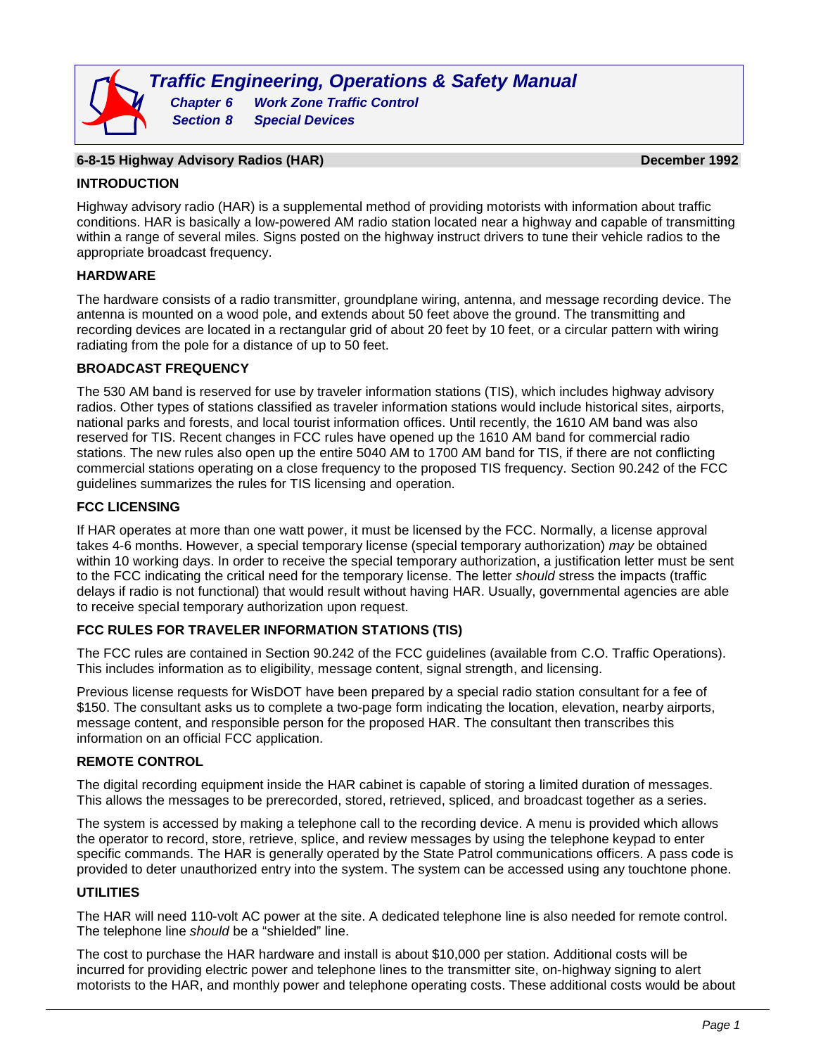# 6-8-15 Highway Advisory Radios (HAR)

December 1992

## INTRODUCTION

Highway advisory radio (HAR) is a supplemental method of providing motorists with information about traffic conditions. HAR is basically a low-powered AM radio station located near a highway and capable of transmitting within a range of several miles. Signs posted on the highway instruct drivers to tune their vehicle radios to the appropriate broadcast frequency.

## HARDWARE

The hardware consists of a radio transmitter, groundplane wiring, antenna, and message recording device. The antenna is mounted on a wood pole, and extends about 50 feet above the ground. The transmitting and recording devices are located in a rectangular grid of about 20 feet by 10 feet, or a circular pattern with wiring radiating from the pole for a distance of up to 50 feet.

## BROADCAST FREQUENCY

The 530 AM band is reserved for use by traveler information stations (TIS), which includes highway advisory radios. Other types of stations classified as traveler information stations would include historical sites, airports, national parks and forests, and local tourist information offices. Until recently, the 1610 AM band was also reserved for TIS. Recent changes in FCC rules have opened up the 1610 AM band for commercial radio stations. The new rules also open up the entire 5040 AM to 1700 AM band for TIS, if there are not conflicting commercial stations operating on a close frequency to the proposed TIS frequency. Section 90.242 of the FCC guidelines summarizes the rules for TIS licensing and operation.

## FCC LICENSING

If HAR operates at more than one watt power, it must be licensed by the FCC. Normally, a license approval takes 4-6 months. However, a special temporary license (special temporary authorization) *may* be obtained within 10 working days. In order to receive the special temporary authorization, a justification letter must be sent to the FCC indicating the critical need for the temporary license. The letter *should* stress the impacts (traffic delays if radio is not functional) that would result without having HAR. Usually, governmental agencies are able to receive special temporary authorization upon request.

## FCC RULES FOR TRAVELER INFORMATION STATIONS (TIS)

The FCC rules are contained in Section 90.242 of the FCC guidelines (available from C.O. Traffic Operations). This includes information as to eligibility, message content, signal strength, and licensing.

Previous license requests for WisDOT have been prepared by a special radio station consultant for a fee of $150. The consultant asks us to complete a two-page form indicating the location, elevation, nearby airports, message content, and responsible person for the proposed HAR. The consultant then transcribes this information on an official FCC application.

## REMOTE CONTROL

The digital recording equipment inside the HAR cabinet is capable of storing a limited duration of messages. This allows the messages to be prerecorded, stored, retrieved, spliced, and broadcast together as a series.

The system is accessed by making a telephone call to the recording device. A menu is provided which allows the operator to record, store, retrieve, splice, and review messages by using the telephone keypad to enter specific commands. The HAR is generally operated by the State Patrol communications officers. A pass code is provided to deter unauthorized entry into the system. The system can be accessed using any touchtone phone.

## UTILITIES

The HAR will need 110-volt AC power at the site. A dedicated telephone line is also needed for remote control. The telephone line *should* be a "shielded" line.

The cost to purchase the HAR hardware and install is about $10,000 per station. Additional costs will be incurred for providing electric power and telephone lines to the transmitter site, on-highway signing to alert motorists to the HAR, and monthly power and telephone operating costs. These additional costs would be about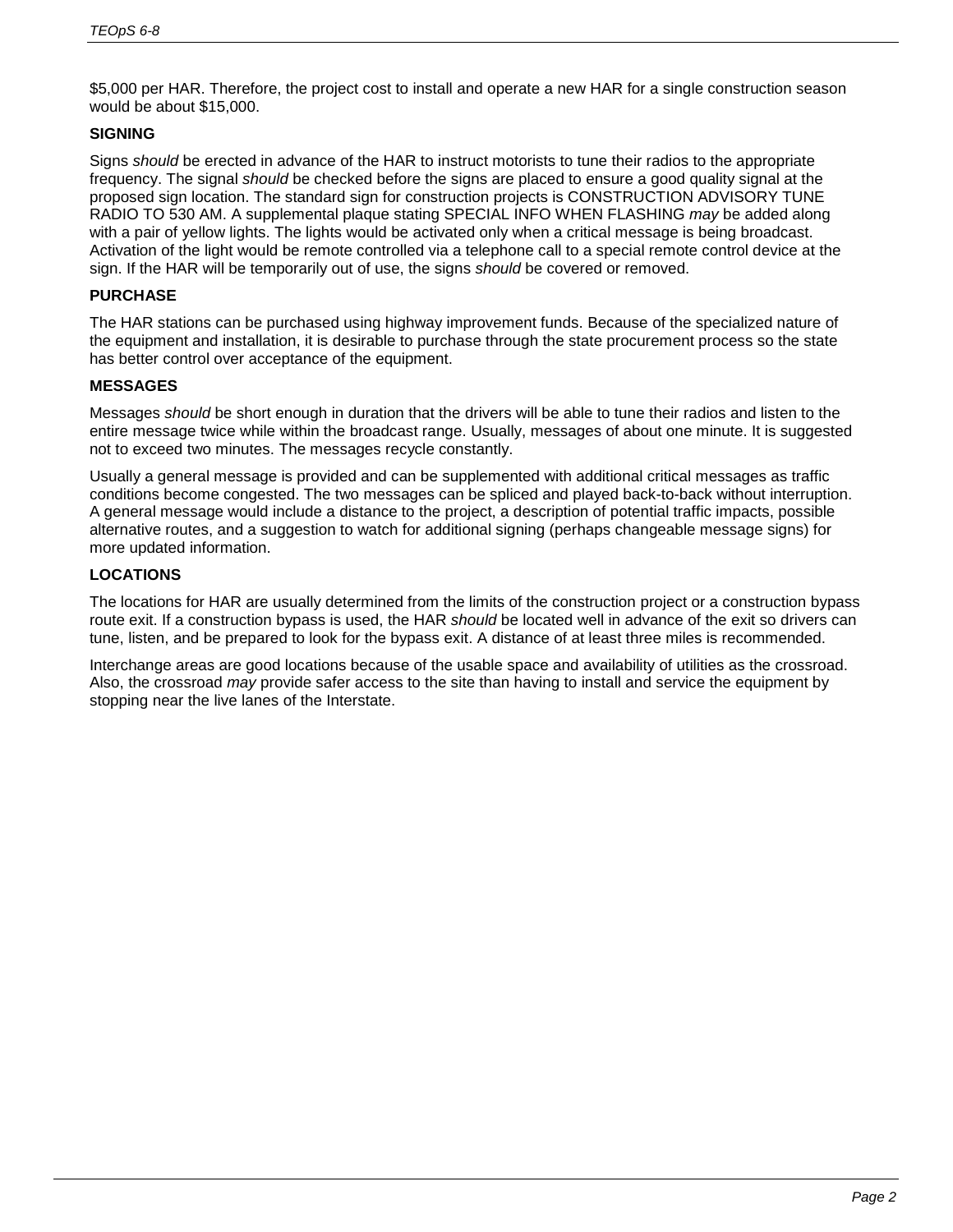$5,000 per HAR. Therefore, the project cost to install and operate a new HAR for a single construction season would be about $15,000.

**SIGNING**

Signs *should* be erected in advance of the HAR to instruct motorists to tune their radios to the appropriate frequency. The signal *should* be checked before the signs are placed to ensure a good quality signal at the proposed sign location. The standard sign for construction projects is CONSTRUCTION ADVISORY TUNE RADIO TO 530 AM. A supplemental plaque stating SPECIAL INFO WHEN FLASHING *may* be added along with a pair of yellow lights. The lights would be activated only when a critical message is being broadcast. Activation of the light would be remote controlled via a telephone call to a special remote control device at the sign. If the HAR will be temporarily out of use, the signs *should* be covered or removed.

**PURCHASE**

The HAR stations can be purchased using highway improvement funds. Because of the specialized nature of the equipment and installation, it is desirable to purchase through the state procurement process so the state has better control over acceptance of the equipment.

**MESSAGES**

Messages *should* be short enough in duration that the drivers will be able to tune their radios and listen to the entire message twice while within the broadcast range. Usually, messages of about one minute. It is suggested not to exceed two minutes. The messages recycle constantly.

Usually a general message is provided and can be supplemented with additional critical messages as traffic conditions become congested. The two messages can be spliced and played back-to-back without interruption. A general message would include a distance to the project, a description of potential traffic impacts, possible alternative routes, and a suggestion to watch for additional signing (perhaps changeable message signs) for more updated information.

**LOCATIONS**

The locations for HAR are usually determined from the limits of the construction project or a construction bypass route exit. If a construction bypass is used, the HAR *should* be located well in advance of the exit so drivers can tune, listen, and be prepared to look for the bypass exit. A distance of at least three miles is recommended.

Interchange areas are good locations because of the usable space and availability of utilities as the crossroad. Also, the crossroad *may* provide safer access to the site than having to install and service the equipment by stopping near the live lanes of the Interstate.